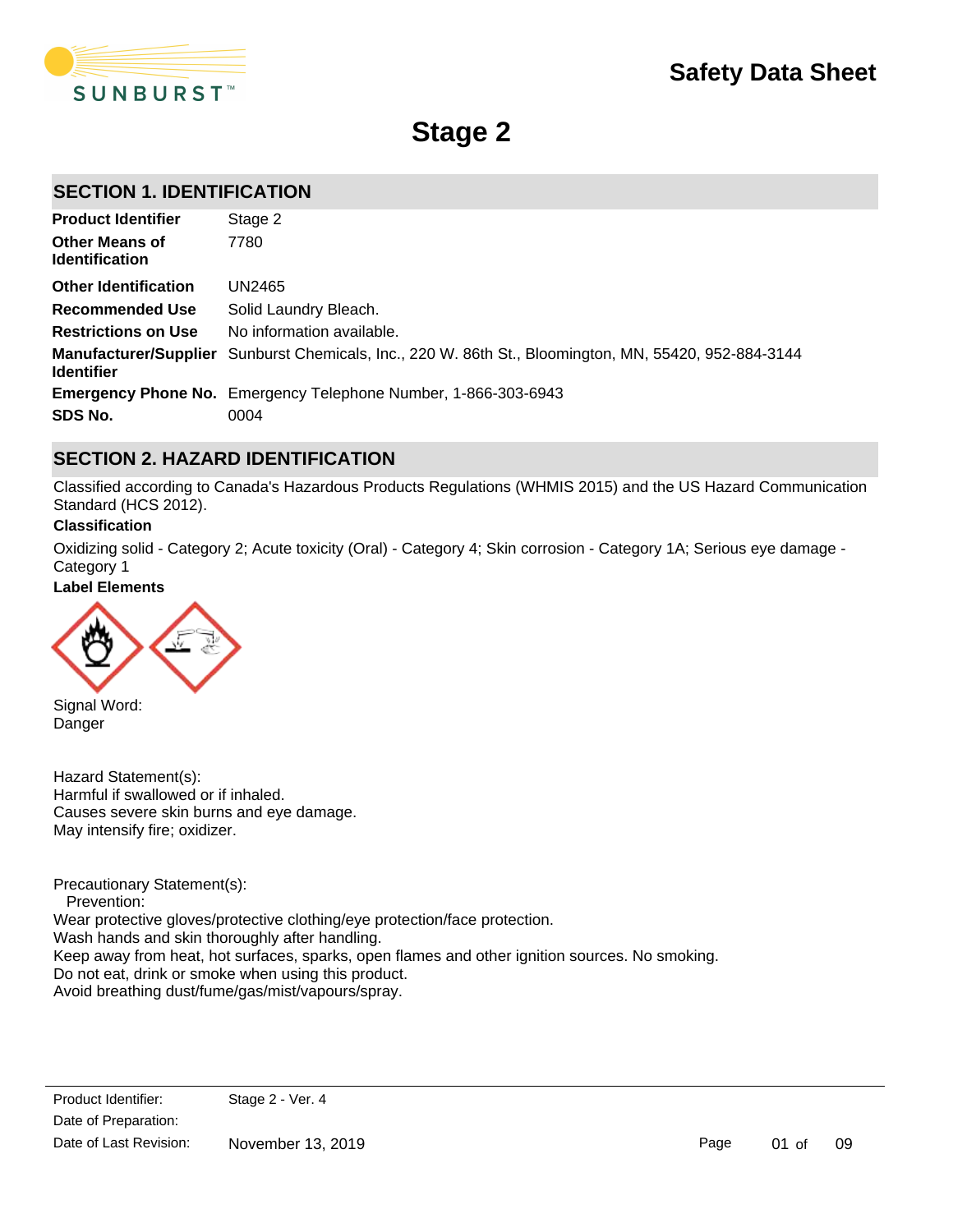# Safety Data Sheet

# Stage 2

## SECTION 1. IDENTIFICATION

| | |
|---|---|
| **Product Identifier** | Stage 2 |
| **Other Means of Identification** | 7780 |
| **Other Identification** | UN2465 |
| **Recommended Use** | Solid Laundry Bleach. |
| **Restrictions on Use** | No information available. |
| **Manufacturer/Supplier Identifier** | Sunburst Chemicals, Inc., 220 W. 86th St., Bloomington, MN, 55420, 952-884-3144 |
| **Emergency Phone No.** | Emergency Telephone Number, 1-866-303-6943 |
| **SDS No.** | 0004 |

## SECTION 2. HAZARD IDENTIFICATION

Classified according to Canada's Hazardous Products Regulations (WHMIS 2015) and the US Hazard Communication Standard (HCS 2012).

**Classification**

Oxidizing solid - Category 2; Acute toxicity (Oral) - Category 4; Skin corrosion - Category 1A; Serious eye damage - Category 1

**Label Elements**

Signal Word:
Danger

Hazard Statement(s):
Harmful if swallowed or if inhaled.
Causes severe skin burns and eye damage.
May intensify fire; oxidizer.

Precautionary Statement(s):
Prevention:
Wear protective gloves/protective clothing/eye protection/face protection.
Wash hands and skin thoroughly after handling.
Keep away from heat, hot surfaces, sparks, open flames and other ignition sources. No smoking.
Do not eat, drink or smoke when using this product.
Avoid breathing dust/fume/gas/mist/vapours/spray.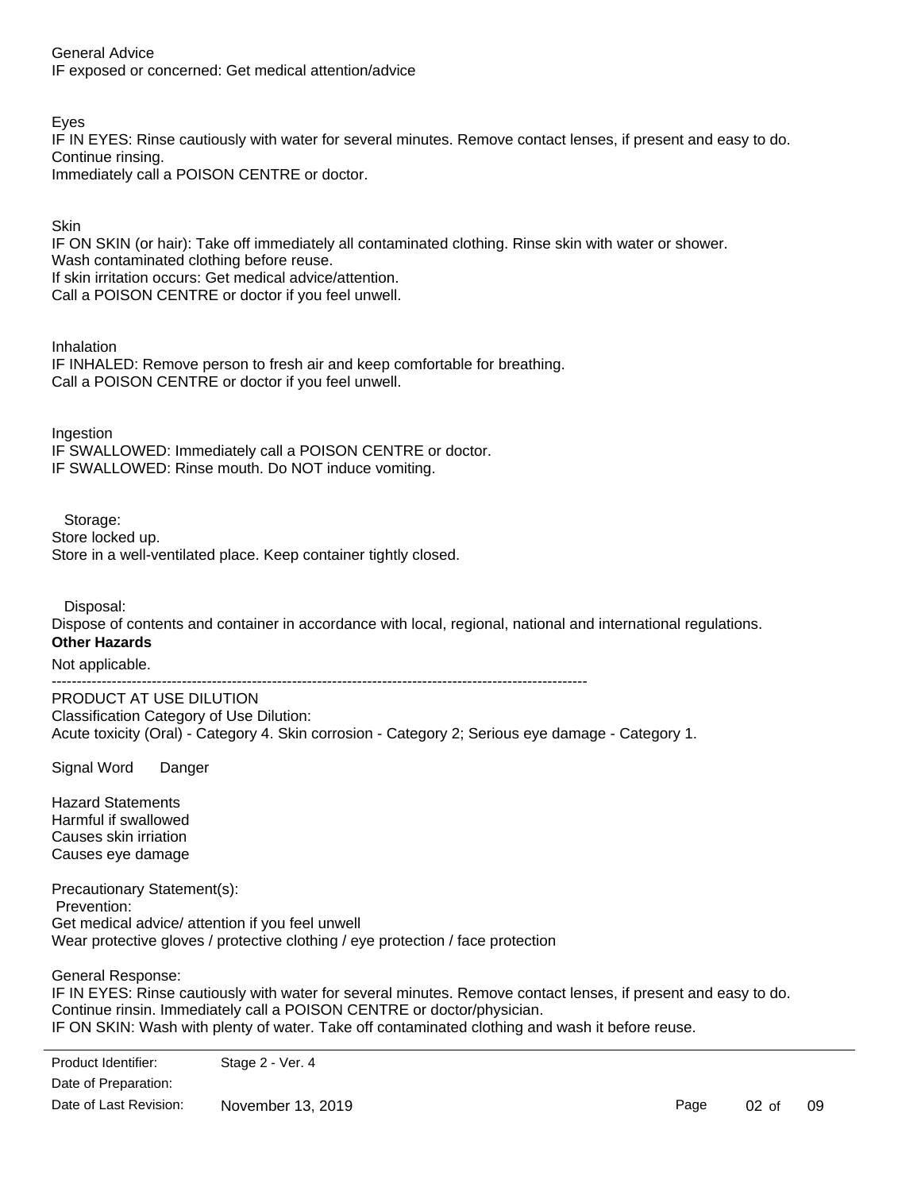General Advice
IF exposed or concerned: Get medical attention/advice

Eyes
IF IN EYES: Rinse cautiously with water for several minutes. Remove contact lenses, if present and easy to do. Continue rinsing.
Immediately call a POISON CENTRE or doctor.

Skin
IF ON SKIN (or hair): Take off immediately all contaminated clothing. Rinse skin with water or shower.
Wash contaminated clothing before reuse.
If skin irritation occurs: Get medical advice/attention.
Call a POISON CENTRE or doctor if you feel unwell.

Inhalation
IF INHALED: Remove person to fresh air and keep comfortable for breathing.
Call a POISON CENTRE or doctor if you feel unwell.

Ingestion
IF SWALLOWED: Immediately call a POISON CENTRE or doctor.
IF SWALLOWED: Rinse mouth. Do NOT induce vomiting.

Storage:
Store locked up.
Store in a well-ventilated place. Keep container tightly closed.

Disposal:
Dispose of contents and container in accordance with local, regional, national and international regulations.

**Other Hazards**

Not applicable.

---

PRODUCT AT USE DILUTION
Classification Category of Use Dilution:
Acute toxicity (Oral) - Category 4. Skin corrosion - Category 2; Serious eye damage - Category 1.

Signal Word Danger

Hazard Statements
Harmful if swallowed
Causes skin irriation
Causes eye damage

Precautionary Statement(s):
Prevention:
Get medical advice/ attention if you feel unwell
Wear protective gloves / protective clothing / eye protection / face protection

General Response:
IF IN EYES: Rinse cautiously with water for several minutes. Remove contact lenses, if present and easy to do. Continue rinsin. Immediately call a POISON CENTRE or doctor/physician.
IF ON SKIN: Wash with plenty of water. Take off contaminated clothing and wash it before reuse.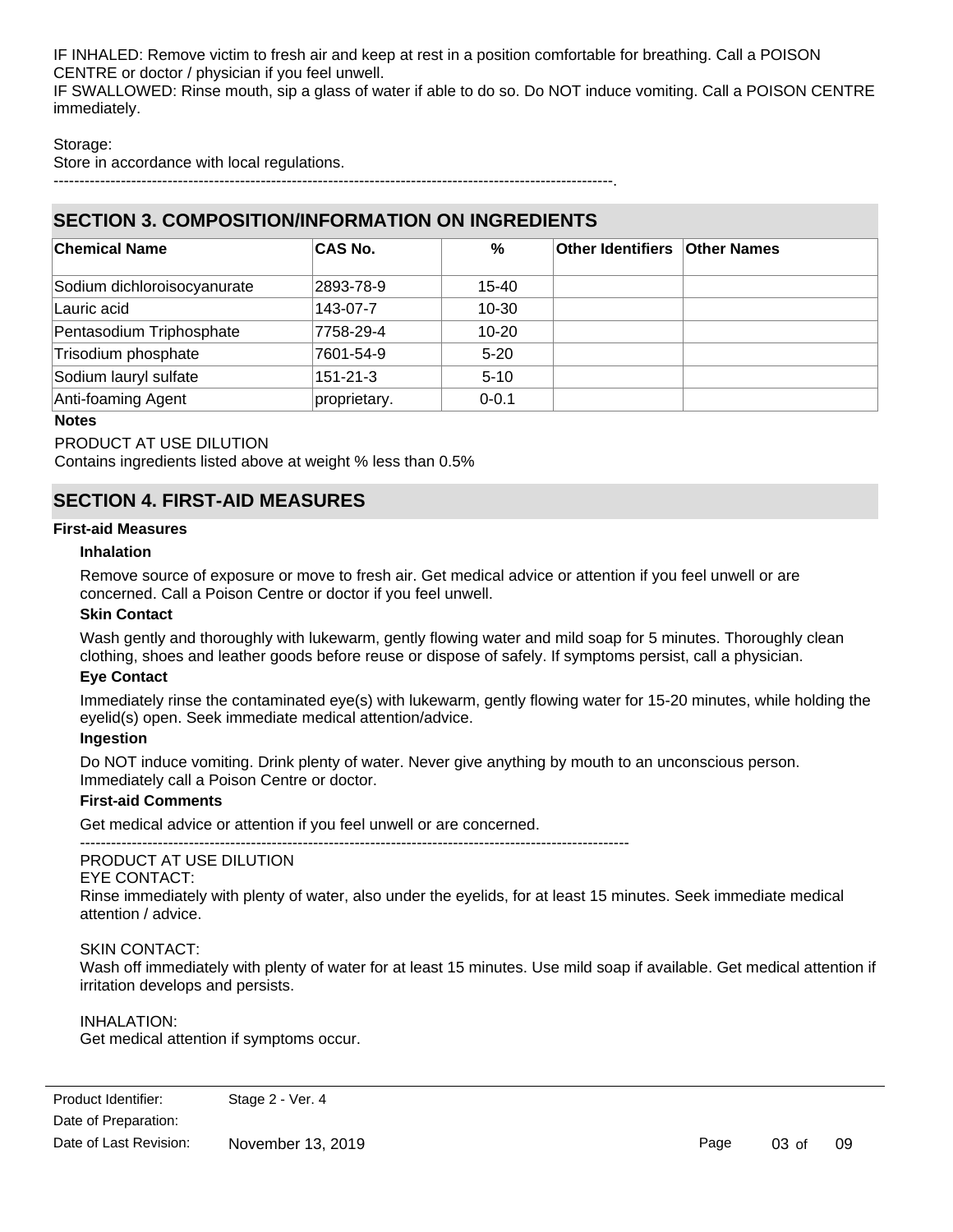IF INHALED: Remove victim to fresh air and keep at rest in a position comfortable for breathing. Call a POISON CENTRE or doctor / physician if you feel unwell.
IF SWALLOWED: Rinse mouth, sip a glass of water if able to do so. Do NOT induce vomiting. Call a POISON CENTRE immediately.

Storage:
Store in accordance with local regulations.
------------------------------------------------------------------------------------------------------------.

## SECTION 3. COMPOSITION/INFORMATION ON INGREDIENTS

| Chemical Name | CAS No. | % | Other Identifiers | Other Names |
|---|---|---|---|---|
| Sodium dichloroisocyanurate | 2893-78-9 | 15-40 | | |
| Lauric acid | 143-07-7 | 10-30 | | |
| Pentasodium Triphosphate | 7758-29-4 | 10-20 | | |
| Trisodium phosphate | 7601-54-9 | 5-20 | | |
| Sodium lauryl sulfate | 151-21-3 | 5-10 | | |
| Anti-foaming Agent | proprietary. | 0-0.1 | | |

**Notes**

PRODUCT AT USE DILUTION
Contains ingredients listed above at weight % less than 0.5%

## SECTION 4. FIRST-AID MEASURES

**First-aid Measures**

**Inhalation**

Remove source of exposure or move to fresh air. Get medical advice or attention if you feel unwell or are concerned. Call a Poison Centre or doctor if you feel unwell.

**Skin Contact**

Wash gently and thoroughly with lukewarm, gently flowing water and mild soap for 5 minutes. Thoroughly clean clothing, shoes and leather goods before reuse or dispose of safely. If symptoms persist, call a physician.

**Eye Contact**

Immediately rinse the contaminated eye(s) with lukewarm, gently flowing water for 15-20 minutes, while holding the eyelid(s) open. Seek immediate medical attention/advice.

**Ingestion**

Do NOT induce vomiting. Drink plenty of water. Never give anything by mouth to an unconscious person. Immediately call a Poison Centre or doctor.

**First-aid Comments**

Get medical advice or attention if you feel unwell or are concerned.
------------------------------------------------------------------------------------------------------
PRODUCT AT USE DILUTION
EYE CONTACT:
Rinse immediately with plenty of water, also under the eyelids, for at least 15 minutes. Seek immediate medical attention / advice.

SKIN CONTACT:
Wash off immediately with plenty of water for at least 15 minutes. Use mild soap if available. Get medical attention if irritation develops and persists.

INHALATION:
Get medical attention if symptoms occur.

| Product Identifier: | Stage 2 - Ver. 4 |
|---|---|
| Date of Preparation: | |
| Date of Last Revision: | November 13, 2019 |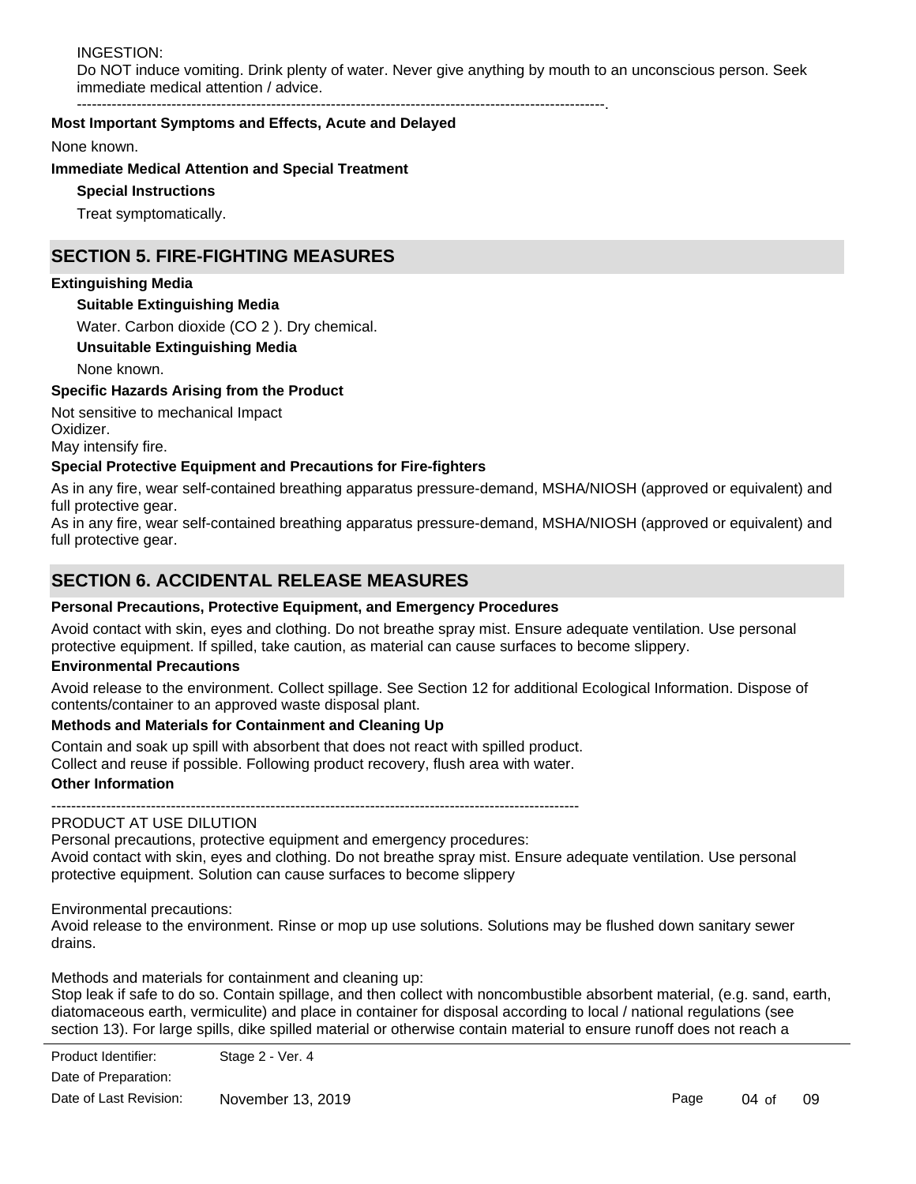INGESTION:

Do NOT induce vomiting. Drink plenty of water. Never give anything by mouth to an unconscious person. Seek immediate medical attention / advice.

---------------------------------------------------------------------------------------------------------.

**Most Important Symptoms and Effects, Acute and Delayed**

None known.

**Immediate Medical Attention and Special Treatment**

**Special Instructions**

Treat symptomatically.

## SECTION 5. FIRE-FIGHTING MEASURES

**Extinguishing Media**

**Suitable Extinguishing Media**

Water. Carbon dioxide ($CO_2$). Dry chemical.

**Unsuitable Extinguishing Media**

None known.

**Specific Hazards Arising from the Product**

Not sensitive to mechanical Impact
Oxidizer.
May intensify fire.

**Special Protective Equipment and Precautions for Fire-fighters**

As in any fire, wear self-contained breathing apparatus pressure-demand, MSHA/NIOSH (approved or equivalent) and full protective gear.
As in any fire, wear self-contained breathing apparatus pressure-demand, MSHA/NIOSH (approved or equivalent) and full protective gear.

## SECTION 6. ACCIDENTAL RELEASE MEASURES

**Personal Precautions, Protective Equipment, and Emergency Procedures**

Avoid contact with skin, eyes and clothing. Do not breathe spray mist. Ensure adequate ventilation. Use personal protective equipment. If spilled, take caution, as material can cause surfaces to become slippery.

**Environmental Precautions**

Avoid release to the environment. Collect spillage. See Section 12 for additional Ecological Information. Dispose of contents/container to an approved waste disposal plant.

**Methods and Materials for Containment and Cleaning Up**

Contain and soak up spill with absorbent that does not react with spilled product.
Collect and reuse if possible. Following product recovery, flush area with water.

**Other Information**

---------------------------------------------------------------------------------------------------------

PRODUCT AT USE DILUTION

Personal precautions, protective equipment and emergency procedures:

Avoid contact with skin, eyes and clothing. Do not breathe spray mist. Ensure adequate ventilation. Use personal protective equipment. Solution can cause surfaces to become slippery

Environmental precautions:

Avoid release to the environment. Rinse or mop up use solutions. Solutions may be flushed down sanitary sewer drains.

Methods and materials for containment and cleaning up:

Stop leak if safe to do so. Contain spillage, and then collect with noncombustible absorbent material, (e.g. sand, earth, diatomaceous earth, vermiculite) and place in container for disposal according to local / national regulations (see section 13). For large spills, dike spilled material or otherwise contain material to ensure runoff does not reach a

| Product Identifier: | Stage 2 - Ver. 4 |
|---|---|
| Date of Preparation: | |
| Date of Last Revision: | November 13, 2019 |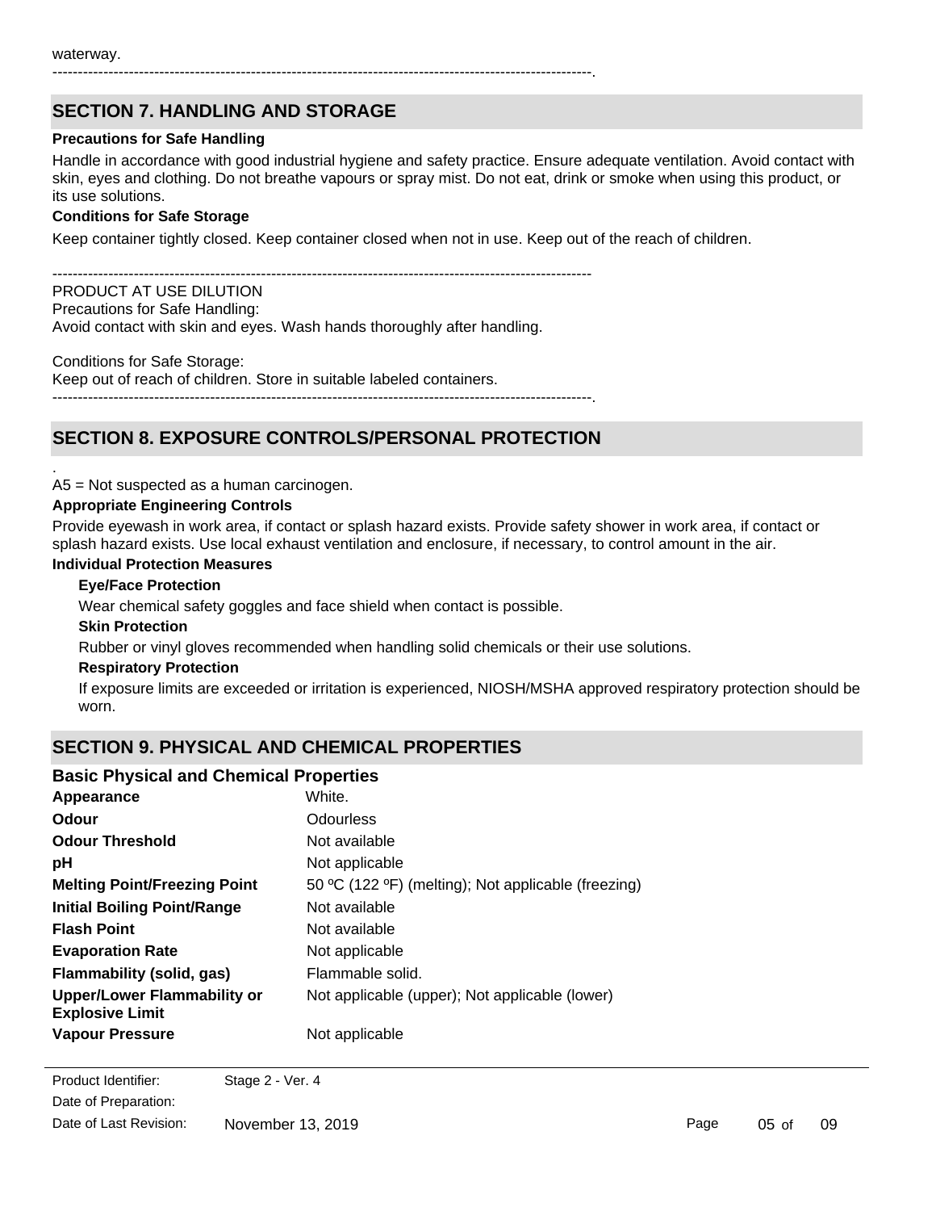waterway.

---------------------------------------------------------------------------------------------------------.

## SECTION 7. HANDLING AND STORAGE

**Precautions for Safe Handling**

Handle in accordance with good industrial hygiene and safety practice. Ensure adequate ventilation. Avoid contact with skin, eyes and clothing. Do not breathe vapours or spray mist. Do not eat, drink or smoke when using this product, or its use solutions.

**Conditions for Safe Storage**

Keep container tightly closed. Keep container closed when not in use. Keep out of the reach of children.

---------------------------------------------------------------------------------------------------------

PRODUCT AT USE DILUTION
Precautions for Safe Handling:
Avoid contact with skin and eyes. Wash hands thoroughly after handling.

Conditions for Safe Storage:
Keep out of reach of children. Store in suitable labeled containers.
---------------------------------------------------------------------------------------------------------.

## SECTION 8. EXPOSURE CONTROLS/PERSONAL PROTECTION

.
A5 = Not suspected as a human carcinogen.

**Appropriate Engineering Controls**

Provide eyewash in work area, if contact or splash hazard exists. Provide safety shower in work area, if contact or splash hazard exists. Use local exhaust ventilation and enclosure, if necessary, to control amount in the air.

**Individual Protection Measures**

**Eye/Face Protection**

Wear chemical safety goggles and face shield when contact is possible.

**Skin Protection**

Rubber or vinyl gloves recommended when handling solid chemicals or their use solutions.

**Respiratory Protection**

If exposure limits are exceeded or irritation is experienced, NIOSH/MSHA approved respiratory protection should be worn.

## SECTION 9. PHYSICAL AND CHEMICAL PROPERTIES

### Basic Physical and Chemical Properties

| | |
|---|---|
| **Appearance** | White. |
| **Odour** | Odourless |
| **Odour Threshold** | Not available |
| **pH** | Not applicable |
| **Melting Point/Freezing Point** | 50 ºC (122 ºF) (melting); Not applicable (freezing) |
| **Initial Boiling Point/Range** | Not available |
| **Flash Point** | Not available |
| **Evaporation Rate** | Not applicable |
| **Flammability (solid, gas)** | Flammable solid. |
| **Upper/Lower Flammability or Explosive Limit** | Not applicable (upper); Not applicable (lower) |
| **Vapour Pressure** | Not applicable |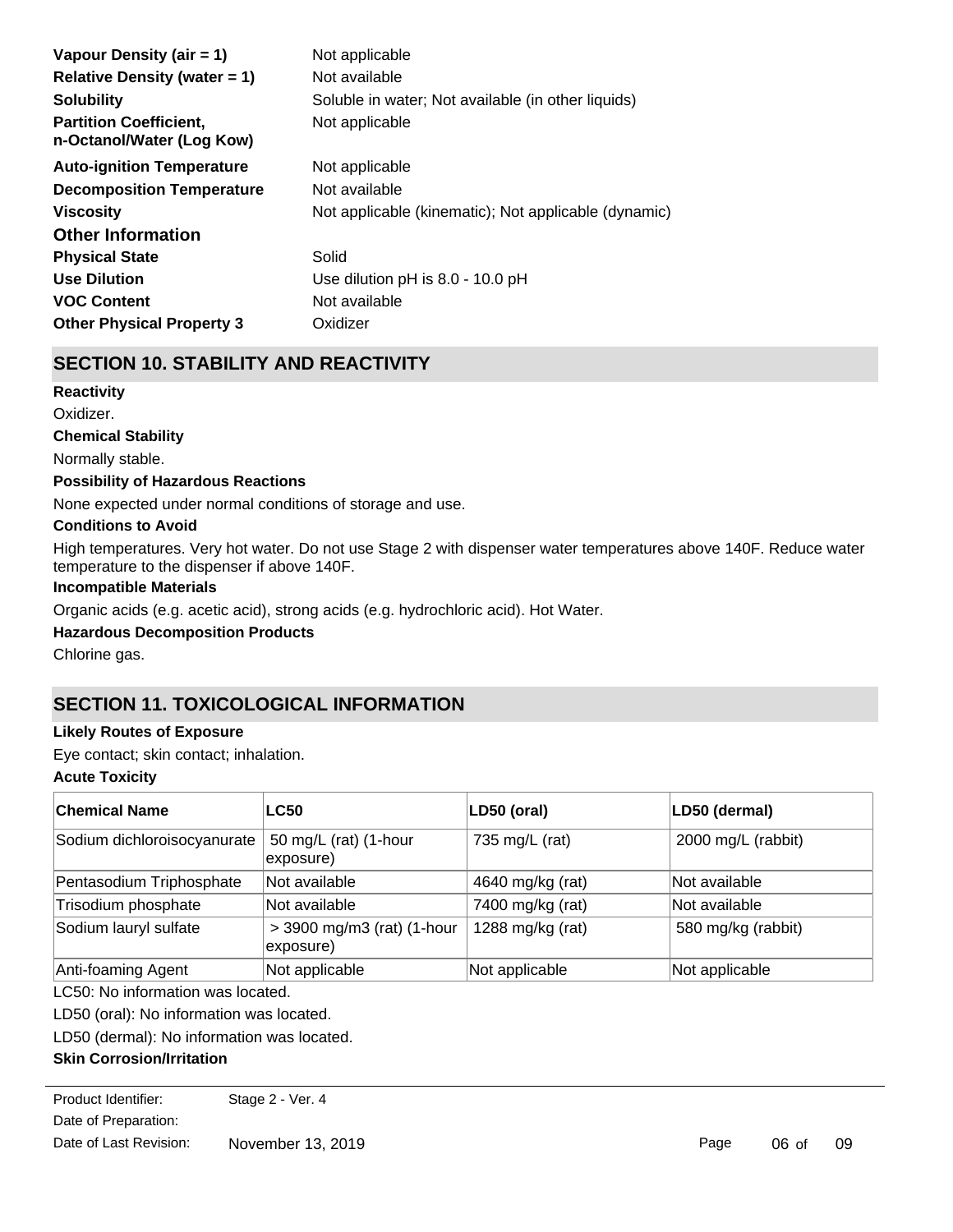| | |
|---|---|
| **Vapour Density (air = 1)** | Not applicable |
| **Relative Density (water = 1)** | Not available |
| **Solubility** | Soluble in water; Not available (in other liquids) |
| **Partition Coefficient, n-Octanol/Water (Log Kow)** | Not applicable |
| **Auto-ignition Temperature** | Not applicable |
| **Decomposition Temperature** | Not available |
| **Viscosity** | Not applicable (kinematic); Not applicable (dynamic) |

### Other Information

| | |
|---|---|
| **Physical State** | Solid |
| **Use Dilution** | Use dilution pH is 8.0 - 10.0 pH |
| **VOC Content** | Not available |
| **Other Physical Property 3** | Oxidizer |

## SECTION 10. STABILITY AND REACTIVITY

**Reactivity**

Oxidizer.

**Chemical Stability**

Normally stable.

**Possibility of Hazardous Reactions**

None expected under normal conditions of storage and use.

**Conditions to Avoid**

High temperatures. Very hot water. Do not use Stage 2 with dispenser water temperatures above 140F. Reduce water temperature to the dispenser if above 140F.

**Incompatible Materials**

Organic acids (e.g. acetic acid), strong acids (e.g. hydrochloric acid). Hot Water.

**Hazardous Decomposition Products**

Chlorine gas.

## SECTION 11. TOXICOLOGICAL INFORMATION

**Likely Routes of Exposure**

Eye contact; skin contact; inhalation.

**Acute Toxicity**

| Chemical Name | LC50 | LD50 (oral) | LD50 (dermal) |
|---|---|---|---|
| Sodium dichloroisocyanurate | 50 mg/L (rat) (1-hour exposure) | 735 mg/L (rat) | 2000 mg/L (rabbit) |
| Pentasodium Triphosphate | Not available | 4640 mg/kg (rat) | Not available |
| Trisodium phosphate | Not available | 7400 mg/kg (rat) | Not available |
| Sodium lauryl sulfate | > 3900 mg/m3 (rat) (1-hour exposure) | 1288 mg/kg (rat) | 580 mg/kg (rabbit) |
| Anti-foaming Agent | Not applicable | Not applicable | Not applicable |

LC50: No information was located.

LD50 (oral): No information was located.

LD50 (dermal): No information was located.

**Skin Corrosion/Irritation**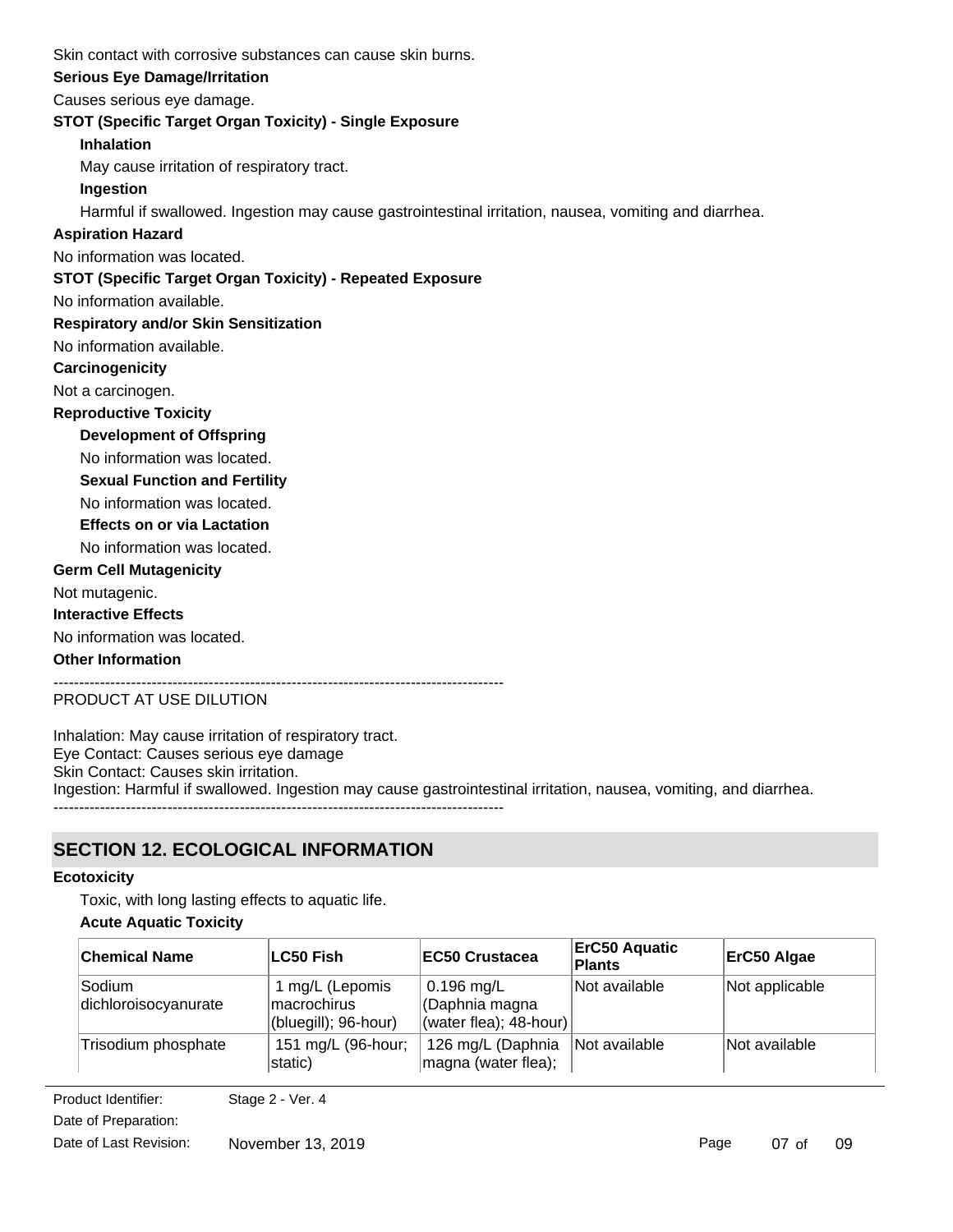Skin contact with corrosive substances can cause skin burns.

**Serious Eye Damage/Irritation**

Causes serious eye damage.

**STOT (Specific Target Organ Toxicity) - Single Exposure**

**Inhalation**

May cause irritation of respiratory tract.

**Ingestion**

Harmful if swallowed. Ingestion may cause gastrointestinal irritation, nausea, vomiting and diarrhea.

**Aspiration Hazard**

No information was located.

**STOT (Specific Target Organ Toxicity) - Repeated Exposure**

No information available.

**Respiratory and/or Skin Sensitization**

No information available.

**Carcinogenicity**

Not a carcinogen.

**Reproductive Toxicity**

**Development of Offspring**

No information was located.

**Sexual Function and Fertility**

No information was located.

**Effects on or via Lactation**

No information was located.

**Germ Cell Mutagenicity**

Not mutagenic.

**Interactive Effects**

No information was located.

**Other Information**

--------------------------------------------------------------------------------------
PRODUCT AT USE DILUTION

Inhalation: May cause irritation of respiratory tract.
Eye Contact: Causes serious eye damage
Skin Contact: Causes skin irritation.
Ingestion: Harmful if swallowed. Ingestion may cause gastrointestinal irritation, nausea, vomiting, and diarrhea.
--------------------------------------------------------------------------------------

## SECTION 12. ECOLOGICAL INFORMATION

**Ecotoxicity**

Toxic, with long lasting effects to aquatic life.

**Acute Aquatic Toxicity**

| Chemical Name | LC50 Fish | EC50 Crustacea | ErC50 Aquatic Plants | ErC50 Algae |
|---|---|---|---|---|
| Sodium dichloroisocyanurate | 1 mg/L (Lepomis macrochirus (bluegill); 96-hour) | 0.196 mg/L (Daphnia magna (water flea); 48-hour) | Not available | Not applicable |
| Trisodium phosphate | 151 mg/L (96-hour; static) | 126 mg/L (Daphnia magna (water flea); | Not available | Not available |

Product Identifier: Stage 2 - Ver. 4
Date of Preparation:
Date of Last Revision: November 13, 2019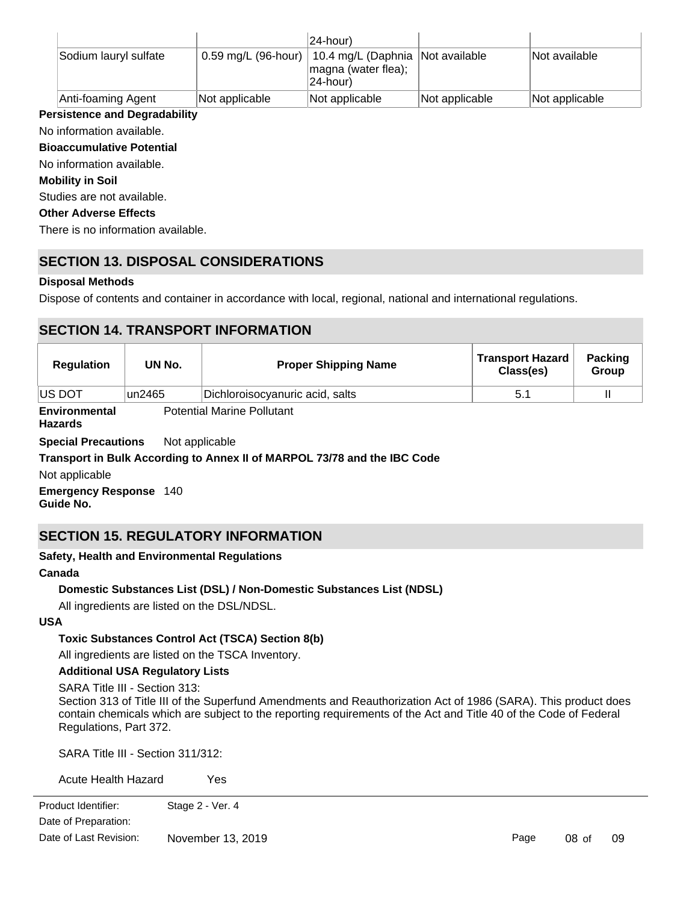| | | 24-hour) | | |
|---|---|---|---|---|
| Sodium lauryl sulfate | 0.59 mg/L (96-hour) | 10.4 mg/L (Daphnia magna (water flea); 24-hour) | Not available | Not available |
| Anti-foaming Agent | Not applicable | Not applicable | Not applicable | Not applicable |

**Persistence and Degradability**

No information available.

**Bioaccumulative Potential**

No information available.

**Mobility in Soil**

Studies are not available.

**Other Adverse Effects**

There is no information available.

## SECTION 13. DISPOSAL CONSIDERATIONS

**Disposal Methods**

Dispose of contents and container in accordance with local, regional, national and international regulations.

## SECTION 14. TRANSPORT INFORMATION

| Regulation | UN No. | Proper Shipping Name | Transport Hazard Class(es) | Packing Group |
|---|---|---|---|---|
| US DOT | un2465 | Dichloroisocyanuric acid, salts | 5.1 | II |

**Environmental Hazards** Potential Marine Pollutant

**Special Precautions** Not applicable

**Transport in Bulk According to Annex II of MARPOL 73/78 and the IBC Code**

Not applicable

**Emergency Response Guide No.** 140

## SECTION 15. REGULATORY INFORMATION

**Safety, Health and Environmental Regulations**

**Canada**

**Domestic Substances List (DSL) / Non-Domestic Substances List (NDSL)**

All ingredients are listed on the DSL/NDSL.

**USA**

**Toxic Substances Control Act (TSCA) Section 8(b)**

All ingredients are listed on the TSCA Inventory.

**Additional USA Regulatory Lists**

SARA Title III - Section 313:

Section 313 of Title III of the Superfund Amendments and Reauthorization Act of 1986 (SARA). This product does contain chemicals which are subject to the reporting requirements of the Act and Title 40 of the Code of Federal Regulations, Part 372.

SARA Title III - Section 311/312:

Acute Health Hazard Yes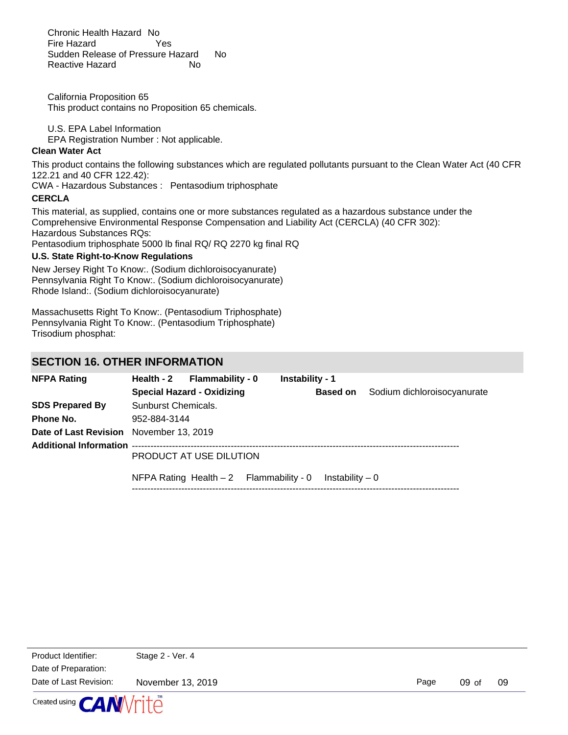Chronic Health Hazard No
Fire Hazard Yes
Sudden Release of Pressure Hazard No
Reactive Hazard No

California Proposition 65
This product contains no Proposition 65 chemicals.

U.S. EPA Label Information
EPA Registration Number : Not applicable.

**Clean Water Act**

This product contains the following substances which are regulated pollutants pursuant to the Clean Water Act (40 CFR 122.21 and 40 CFR 122.42):
CWA - Hazardous Substances : Pentasodium triphosphate

**CERCLA**

This material, as supplied, contains one or more substances regulated as a hazardous substance under the Comprehensive Environmental Response Compensation and Liability Act (CERCLA) (40 CFR 302):
Hazardous Substances RQs:
Pentasodium triphosphate 5000 lb final RQ/ RQ 2270 kg final RQ

**U.S. State Right-to-Know Regulations**

New Jersey Right To Know:. (Sodium dichloroisocyanurate)
Pennsylvania Right To Know:. (Sodium dichloroisocyanurate)
Rhode Island:. (Sodium dichloroisocyanurate)

Massachusetts Right To Know:. (Pentasodium Triphosphate)
Pennsylvania Right To Know:. (Pentasodium Triphosphate)
Trisodium phosphat:

## SECTION 16. OTHER INFORMATION

**NFPA Rating** **Health - 2** **Flammability - 0** **Instability - 1**
**Special Hazard - Oxidizing** **Based on** Sodium dichloroisocyanurate

**SDS Prepared By** Sunburst Chemicals.

**Phone No.** 952-884-3144

**Date of Last Revision** November 13, 2019

**Additional Information**

---

PRODUCT AT USE DILUTION

NFPA Rating Health – 2 Flammability - 0 Instability – 0

---

Product Identifier: Stage 2 - Ver. 4
Date of Preparation:
Date of Last Revision: November 13, 2019